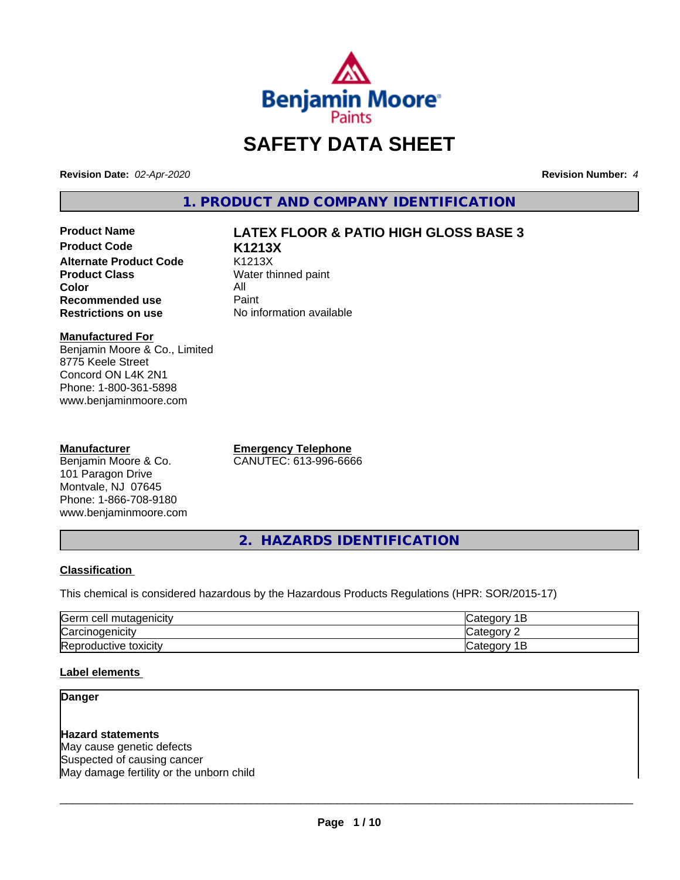# SAFETY DATA SHEET

**Revision Date:** *02-Apr-2020* **Revision Number:** *4*

## 1. PRODUCT AND COMPANY IDENTIFICATION

| | |
|---|---|
| **Product Name** | **LATEX FLOOR & PATIO HIGH GLOSS BASE 3** |
| **Product Code** | **K1213X** |
| **Alternate Product Code** | K1213X |
| **Product Class** | Water thinned paint |
| **Color** | All |
| **Recommended use** | Paint |
| **Restrictions on use** | No information available |

**Manufactured For**
Benjamin Moore & Co., Limited
8775 Keele Street
Concord ON L4K 2N1
Phone: 1-800-361-5898
www.benjaminmoore.com

**Manufacturer**
Benjamin Moore & Co.
101 Paragon Drive
Montvale, NJ 07645
Phone: 1-866-708-9180
www.benjaminmoore.com

**Emergency Telephone**
CANUTEC: 613-996-6666

## 2. HAZARDS IDENTIFICATION

**Classification**

This chemical is considered hazardous by the Hazardous Products Regulations (HPR: SOR/2015-17)

| | |
|---|---|
| Germ cell mutagenicity | Category 1B |
| Carcinogenicity | Category 2 |
| Reproductive toxicity | Category 1B |

**Label elements**

**Danger**

**Hazard statements**
May cause genetic defects
Suspected of causing cancer
May damage fertility or the unborn child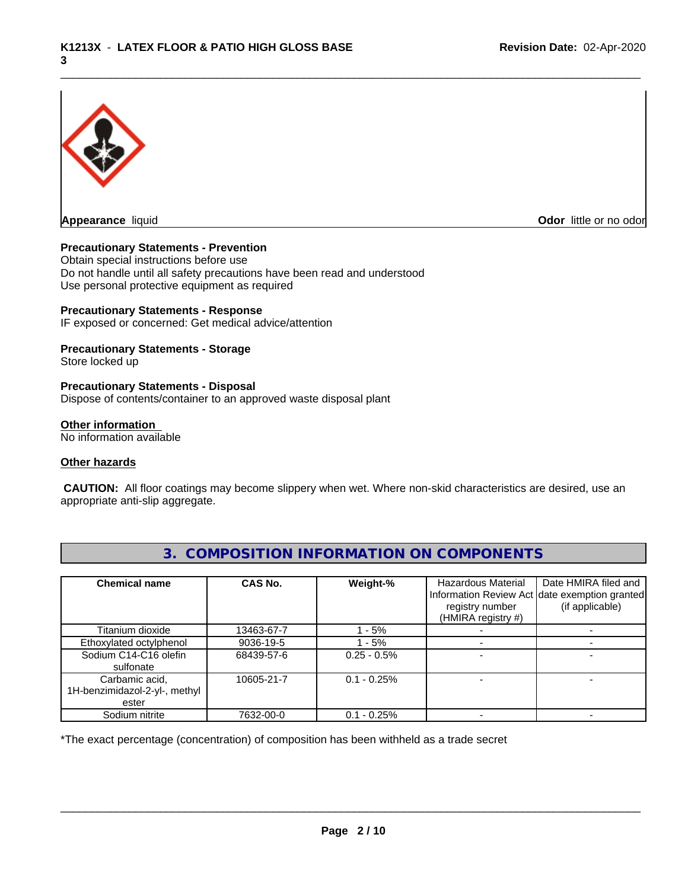**Appearance** liquid

**Odor** little or no odor

**Precautionary Statements - Prevention**

Obtain special instructions before use
Do not handle until all safety precautions have been read and understood
Use personal protective equipment as required

**Precautionary Statements - Response**

IF exposed or concerned: Get medical advice/attention

**Precautionary Statements - Storage**

Store locked up

**Precautionary Statements - Disposal**

Dispose of contents/container to an approved waste disposal plant

**Other information**

No information available

**Other hazards**

**CAUTION:** All floor coatings may become slippery when wet. Where non-skid characteristics are desired, use an appropriate anti-slip aggregate.

## 3. COMPOSITION INFORMATION ON COMPONENTS

| Chemical name | CAS No. | Weight-% | Hazardous Material Information Review Act registry number (HMIRA registry #) | Date HMIRA filed and date exemption granted (if applicable) |
|---|---|---|---|---|
| Titanium dioxide | 13463-67-7 | 1 - 5% | - | - |
| Ethoxylated octylphenol | 9036-19-5 | 1 - 5% | - | - |
| Sodium C14-C16 olefin sulfonate | 68439-57-6 | 0.25 - 0.5% | - | - |
| Carbamic acid, 1H-benzimidazol-2-yl-, methyl ester | 10605-21-7 | 0.1 - 0.25% | - | - |
| Sodium nitrite | 7632-00-0 | 0.1 - 0.25% | - | - |

*The exact percentage (concentration) of composition has been withheld as a trade secret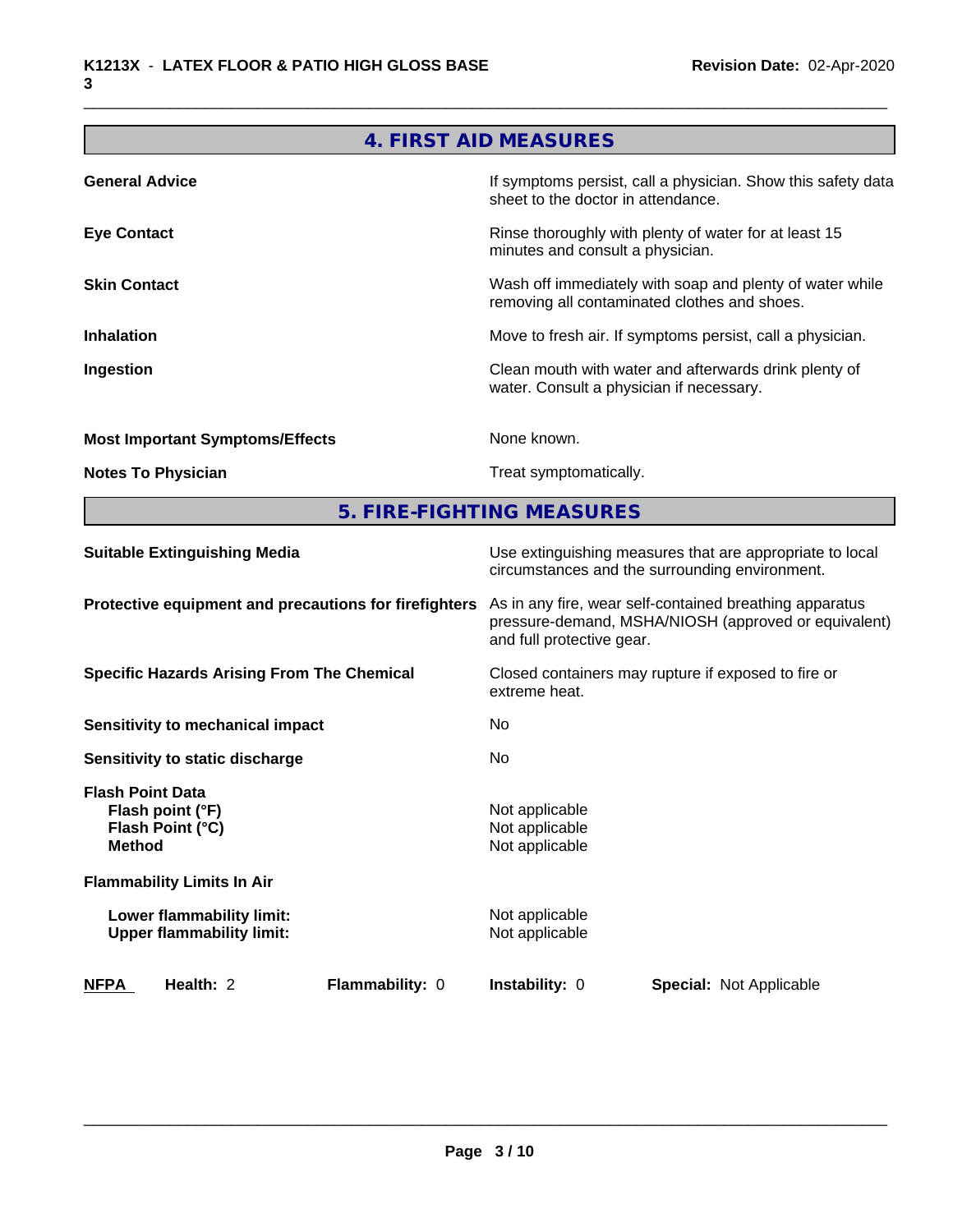## 4. FIRST AID MEASURES

| | |
|---|---|
| **General Advice** | If symptoms persist, call a physician. Show this safety data sheet to the doctor in attendance. |
| **Eye Contact** | Rinse thoroughly with plenty of water for at least 15 minutes and consult a physician. |
| **Skin Contact** | Wash off immediately with soap and plenty of water while removing all contaminated clothes and shoes. |
| **Inhalation** | Move to fresh air. If symptoms persist, call a physician. |
| **Ingestion** | Clean mouth with water and afterwards drink plenty of water. Consult a physician if necessary. |
| **Most Important Symptoms/Effects** | None known. |
| **Notes To Physician** | Treat symptomatically. |

## 5. FIRE-FIGHTING MEASURES

| | |
|---|---|
| **Suitable Extinguishing Media** | Use extinguishing measures that are appropriate to local circumstances and the surrounding environment. |
| **Protective equipment and precautions for firefighters** | As in any fire, wear self-contained breathing apparatus pressure-demand, MSHA/NIOSH (approved or equivalent) and full protective gear. |
| **Specific Hazards Arising From The Chemical** | Closed containers may rupture if exposed to fire or extreme heat. |
| **Sensitivity to mechanical impact** | No |
| **Sensitivity to static discharge** | No |
| **Flash Point Data** | |
| **Flash point (°F)** | Not applicable |
| **Flash Point (°C)** | Not applicable |
| **Method** | Not applicable |
| **Flammability Limits In Air** | |
| **Lower flammability limit:** | Not applicable |
| **Upper flammability limit:** | Not applicable |

**NFPA** **Health:** 2 **Flammability:** 0 **Instability:** 0 **Special:** Not Applicable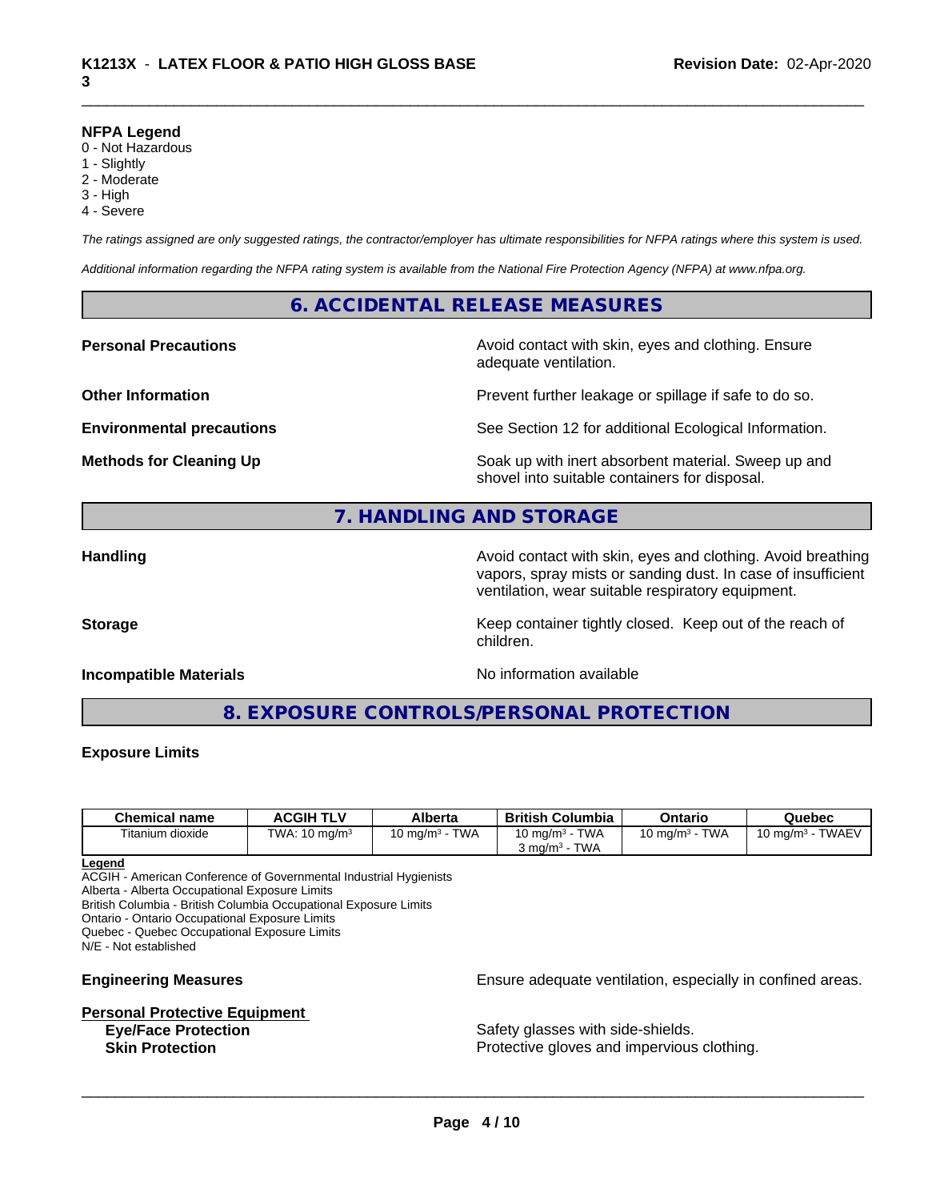**NFPA Legend**
0 - Not Hazardous
1 - Slightly
2 - Moderate
3 - High
4 - Severe

*The ratings assigned are only suggested ratings, the contractor/employer has ultimate responsibilities for NFPA ratings where this system is used.*

*Additional information regarding the NFPA rating system is available from the National Fire Protection Agency (NFPA) at www.nfpa.org.*

## 6. ACCIDENTAL RELEASE MEASURES

**Personal Precautions** — Avoid contact with skin, eyes and clothing. Ensure adequate ventilation.

**Other Information** — Prevent further leakage or spillage if safe to do so.

**Environmental precautions** — See Section 12 for additional Ecological Information.

**Methods for Cleaning Up** — Soak up with inert absorbent material. Sweep up and shovel into suitable containers for disposal.

## 7. HANDLING AND STORAGE

**Handling** — Avoid contact with skin, eyes and clothing. Avoid breathing vapors, spray mists or sanding dust. In case of insufficient ventilation, wear suitable respiratory equipment.

**Storage** — Keep container tightly closed. Keep out of the reach of children.

**Incompatible Materials** — No information available

## 8. EXPOSURE CONTROLS/PERSONAL PROTECTION

**Exposure Limits**

| Chemical name | ACGIH TLV | Alberta | British Columbia | Ontario | Quebec |
|---|---|---|---|---|---|
| Titanium dioxide | TWA: 10 mg/m³ | 10 mg/m³ - TWA | 10 mg/m³ - TWA<br>3 mg/m³ - TWA | 10 mg/m³ - TWA | 10 mg/m³ - TWAEV |

**Legend**
ACGIH - American Conference of Governmental Industrial Hygienists
Alberta - Alberta Occupational Exposure Limits
British Columbia - British Columbia Occupational Exposure Limits
Ontario - Ontario Occupational Exposure Limits
Quebec - Quebec Occupational Exposure Limits
N/E - Not established

**Engineering Measures** — Ensure adequate ventilation, especially in confined areas.

**Personal Protective Equipment**

**Eye/Face Protection** — Safety glasses with side-shields.

**Skin Protection** — Protective gloves and impervious clothing.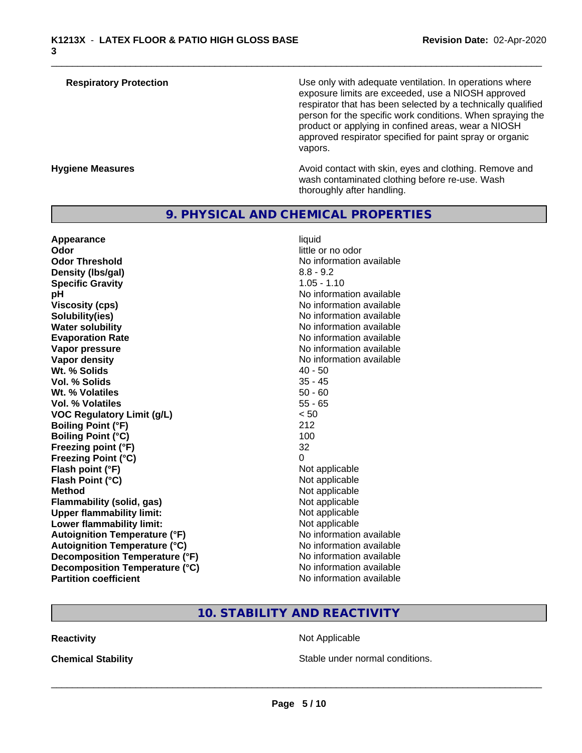| | |
|---|---|
| **Respiratory Protection** | Use only with adequate ventilation. In operations where exposure limits are exceeded, use a NIOSH approved respirator that has been selected by a technically qualified person for the specific work conditions. When spraying the product or applying in confined areas, wear a NIOSH approved respirator specified for paint spray or organic vapors. |
| **Hygiene Measures** | Avoid contact with skin, eyes and clothing. Remove and wash contaminated clothing before re-use. Wash thoroughly after handling. |

## 9. PHYSICAL AND CHEMICAL PROPERTIES

| | |
|---|---|
| **Appearance** | liquid |
| **Odor** | little or no odor |
| **Odor Threshold** | No information available |
| **Density (lbs/gal)** | 8.8 - 9.2 |
| **Specific Gravity** | 1.05 - 1.10 |
| **pH** | No information available |
| **Viscosity (cps)** | No information available |
| **Solubility(ies)** | No information available |
| **Water solubility** | No information available |
| **Evaporation Rate** | No information available |
| **Vapor pressure** | No information available |
| **Vapor density** | No information available |
| **Wt. % Solids** | 40 - 50 |
| **Vol. % Solids** | 35 - 45 |
| **Wt. % Volatiles** | 50 - 60 |
| **Vol. % Volatiles** | 55 - 65 |
| **VOC Regulatory Limit (g/L)** | < 50 |
| **Boiling Point (°F)** | 212 |
| **Boiling Point (°C)** | 100 |
| **Freezing point (°F)** | 32 |
| **Freezing Point (°C)** | 0 |
| **Flash point (°F)** | Not applicable |
| **Flash Point (°C)** | Not applicable |
| **Method** | Not applicable |
| **Flammability (solid, gas)** | Not applicable |
| **Upper flammability limit:** | Not applicable |
| **Lower flammability limit:** | Not applicable |
| **Autoignition Temperature (°F)** | No information available |
| **Autoignition Temperature (°C)** | No information available |
| **Decomposition Temperature (°F)** | No information available |
| **Decomposition Temperature (°C)** | No information available |
| **Partition coefficient** | No information available |

## 10. STABILITY AND REACTIVITY

| | |
|---|---|
| **Reactivity** | Not Applicable |
| **Chemical Stability** | Stable under normal conditions. |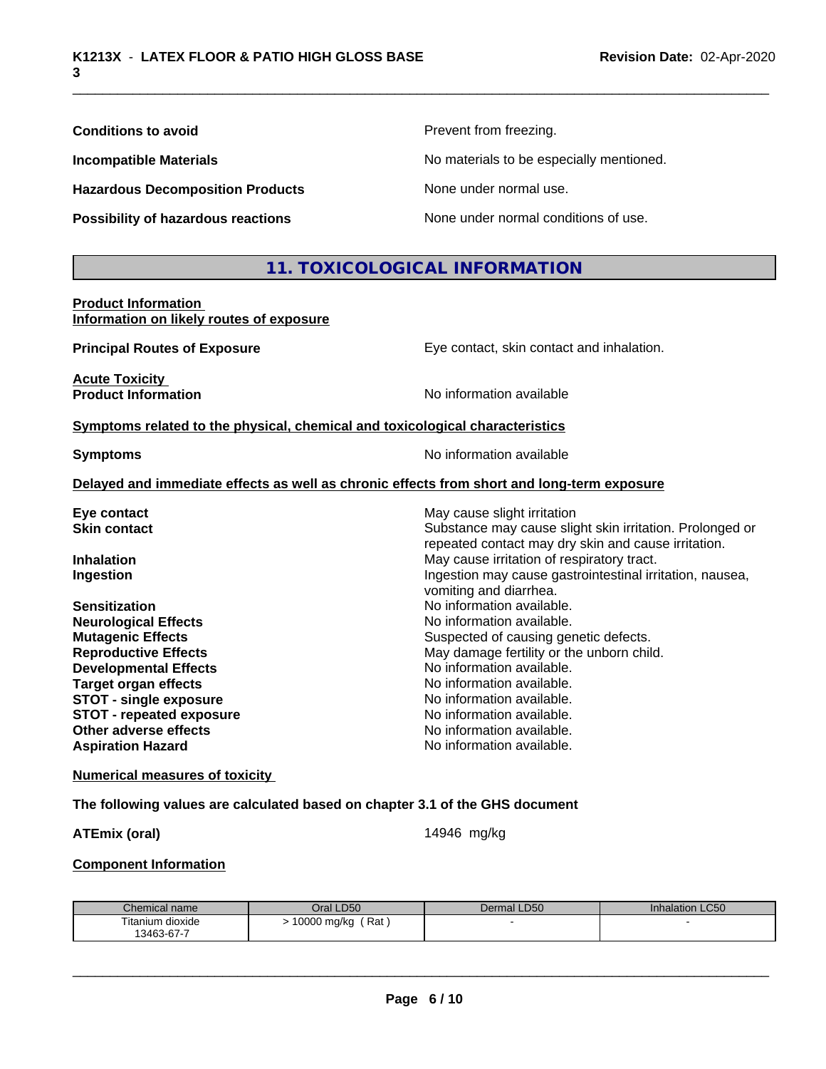**Conditions to avoid** Prevent from freezing.

**Incompatible Materials** No materials to be especially mentioned.

**Hazardous Decomposition Products** None under normal use.

**Possibility of hazardous reactions** None under normal conditions of use.

## 11. TOXICOLOGICAL INFORMATION

**Product Information**
**Information on likely routes of exposure**

**Principal Routes of Exposure** Eye contact, skin contact and inhalation.

**Acute Toxicity**
**Product Information** No information available

**Symptoms related to the physical, chemical and toxicological characteristics**

**Symptoms** No information available

**Delayed and immediate effects as well as chronic effects from short and long-term exposure**

**Eye contact** May cause slight irritation
**Skin contact** Substance may cause slight skin irritation. Prolonged or repeated contact may dry skin and cause irritation.
**Inhalation** May cause irritation of respiratory tract.
**Ingestion** Ingestion may cause gastrointestinal irritation, nausea, vomiting and diarrhea.
**Sensitization** No information available.
**Neurological Effects** No information available.
**Mutagenic Effects** Suspected of causing genetic defects.
**Reproductive Effects** May damage fertility or the unborn child.
**Developmental Effects** No information available.
**Target organ effects** No information available.
**STOT - single exposure** No information available.
**STOT - repeated exposure** No information available.
**Other adverse effects** No information available.
**Aspiration Hazard** No information available.

**Numerical measures of toxicity**

**The following values are calculated based on chapter 3.1 of the GHS document**

**ATEmix (oral)** 14946 mg/kg

**Component Information**

| Chemical name | Oral LD50 | Dermal LD50 | Inhalation LC50 |
|---|---|---|---|
| Titanium dioxide 13463-67-7 | > 10000 mg/kg ( Rat ) | - | - |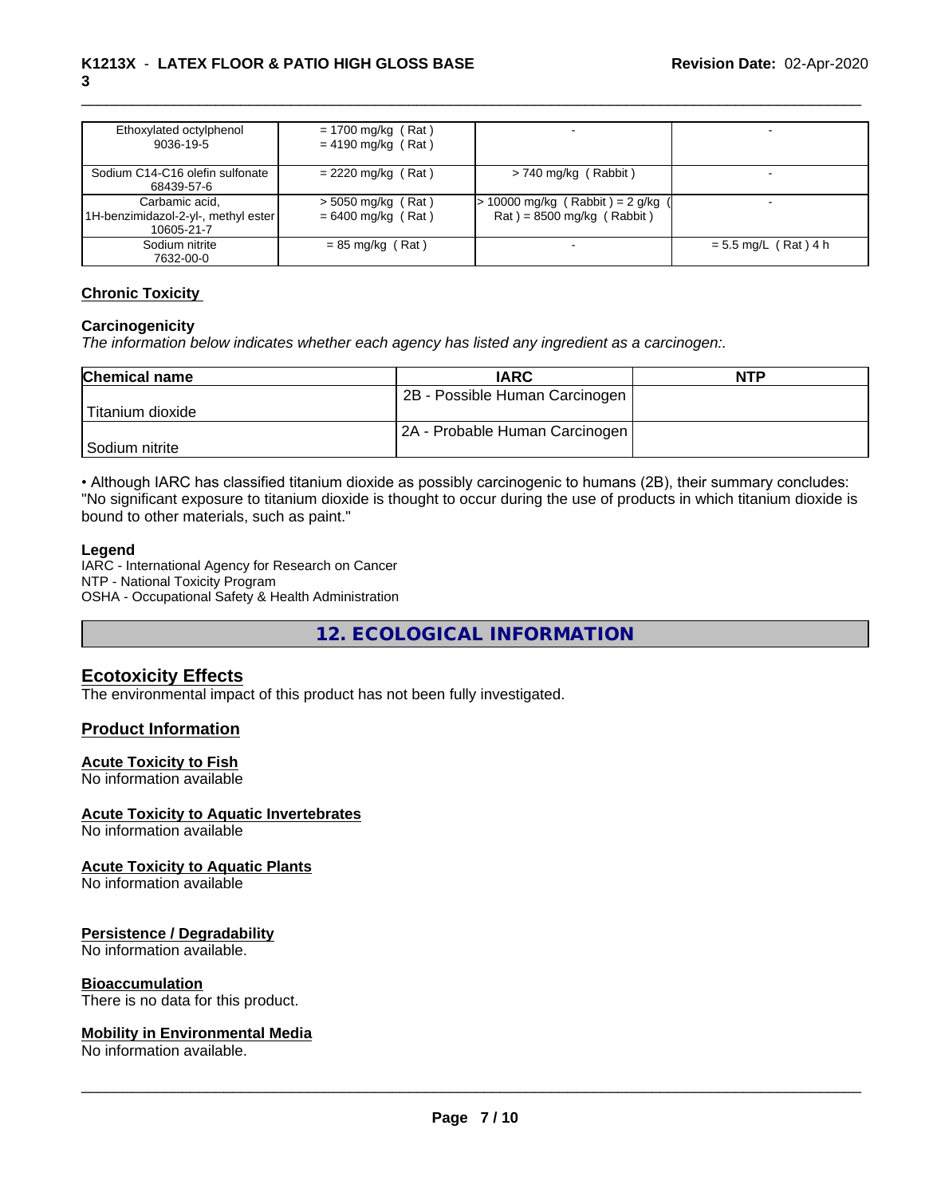| Ethoxylated octylphenol<br>9036-19-5 | = 1700 mg/kg ( Rat )<br>= 4190 mg/kg ( Rat ) | - | - |
|---|---|---|---|
| Sodium C14-C16 olefin sulfonate<br>68439-57-6 | = 2220 mg/kg ( Rat ) | > 740 mg/kg ( Rabbit ) | - |
| Carbamic acid,<br>1H-benzimidazol-2-yl-, methyl ester<br>10605-21-7 | > 5050 mg/kg ( Rat )<br>= 6400 mg/kg ( Rat ) | > 10000 mg/kg ( Rabbit ) = 2 g/kg ( Rat ) = 8500 mg/kg ( Rabbit ) | - |
| Sodium nitrite<br>7632-00-0 | = 85 mg/kg ( Rat ) | - | = 5.5 mg/L ( Rat ) 4 h |

## Chronic Toxicity

**Carcinogenicity**

*The information below indicates whether each agency has listed any ingredient as a carcinogen:.*

| Chemical name | IARC | NTP |
|---|---|---|
| Titanium dioxide | 2B - Possible Human Carcinogen | |
| Sodium nitrite | 2A - Probable Human Carcinogen | |

• Although IARC has classified titanium dioxide as possibly carcinogenic to humans (2B), their summary concludes: "No significant exposure to titanium dioxide is thought to occur during the use of products in which titanium dioxide is bound to other materials, such as paint."

**Legend**

IARC - International Agency for Research on Cancer
NTP - National Toxicity Program
OSHA - Occupational Safety & Health Administration

# 12. ECOLOGICAL INFORMATION

## Ecotoxicity Effects

The environmental impact of this product has not been fully investigated.

## Product Information

**Acute Toxicity to Fish**

No information available

**Acute Toxicity to Aquatic Invertebrates**

No information available

**Acute Toxicity to Aquatic Plants**

No information available

**Persistence / Degradability**

No information available.

**Bioaccumulation**

There is no data for this product.

**Mobility in Environmental Media**

No information available.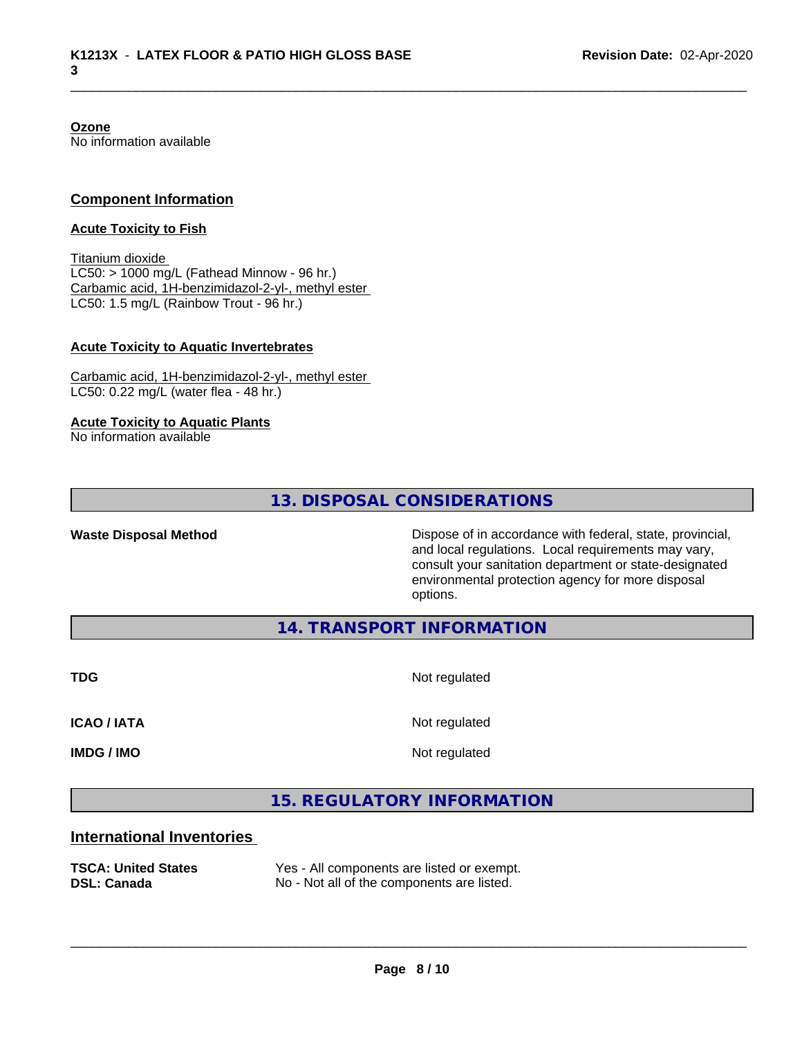**Ozone**
No information available

## Component Information

**Acute Toxicity to Fish**

Titanium dioxide
LC50: > 1000 mg/L (Fathead Minnow - 96 hr.)
Carbamic acid, 1H-benzimidazol-2-yl-, methyl ester
LC50: 1.5 mg/L (Rainbow Trout - 96 hr.)

**Acute Toxicity to Aquatic Invertebrates**

Carbamic acid, 1H-benzimidazol-2-yl-, methyl ester
LC50: 0.22 mg/L (water flea - 48 hr.)

**Acute Toxicity to Aquatic Plants**
No information available

# 13. DISPOSAL CONSIDERATIONS

**Waste Disposal Method** Dispose of in accordance with federal, state, provincial, and local regulations. Local requirements may vary, consult your sanitation department or state-designated environmental protection agency for more disposal options.

# 14. TRANSPORT INFORMATION

| | |
|---|---|
| **TDG** | Not regulated |
| **ICAO / IATA** | Not regulated |
| **IMDG / IMO** | Not regulated |

# 15. REGULATORY INFORMATION

## International Inventories

| | |
|---|---|
| **TSCA: United States** | Yes - All components are listed or exempt. |
| **DSL: Canada** | No - Not all of the components are listed. |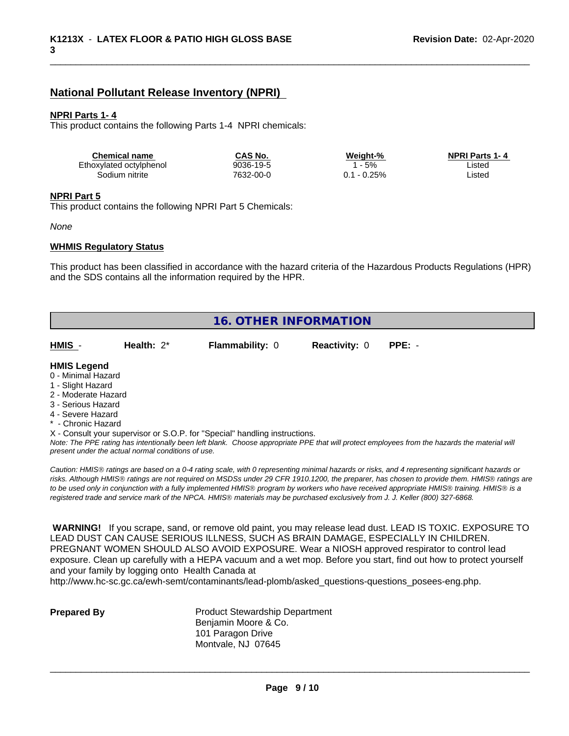## National Pollutant Release Inventory (NPRI)

**NPRI Parts 1- 4**

This product contains the following Parts 1-4 NPRI chemicals:

| Chemical name | CAS No. | Weight-% | NPRI Parts 1- 4 |
|---|---|---|---|
| Ethoxylated octylphenol | 9036-19-5 | 1 - 5% | Listed |
| Sodium nitrite | 7632-00-0 | 0.1 - 0.25% | Listed |

**NPRI Part 5**

This product contains the following NPRI Part 5 Chemicals:

*None*

**WHMIS Regulatory Status**

This product has been classified in accordance with the hazard criteria of the Hazardous Products Regulations (HPR) and the SDS contains all the information required by the HPR.

## 16. OTHER INFORMATION

| HMIS - | Health: 2* | Flammability: 0 | Reactivity: 0 | PPE: - |
|---|---|---|---|---|

**HMIS Legend**

0 - Minimal Hazard
1 - Slight Hazard
2 - Moderate Hazard
3 - Serious Hazard
4 - Severe Hazard
* - Chronic Hazard
X - Consult your supervisor or S.O.P. for "Special" handling instructions.

*Note: The PPE rating has intentionally been left blank. Choose appropriate PPE that will protect employees from the hazards the material will present under the actual normal conditions of use.*

*Caution: HMIS® ratings are based on a 0-4 rating scale, with 0 representing minimal hazards or risks, and 4 representing significant hazards or risks. Although HMIS® ratings are not required on MSDSs under 29 CFR 1910.1200, the preparer, has chosen to provide them. HMIS® ratings are to be used only in conjunction with a fully implemented HMIS® program by workers who have received appropriate HMIS® training. HMIS® is a registered trade and service mark of the NPCA. HMIS® materials may be purchased exclusively from J. J. Keller (800) 327-6868.*

**WARNING!** If you scrape, sand, or remove old paint, you may release lead dust. LEAD IS TOXIC. EXPOSURE TO LEAD DUST CAN CAUSE SERIOUS ILLNESS, SUCH AS BRAIN DAMAGE, ESPECIALLY IN CHILDREN. PREGNANT WOMEN SHOULD ALSO AVOID EXPOSURE. Wear a NIOSH approved respirator to control lead exposure. Clean up carefully with a HEPA vacuum and a wet mop. Before you start, find out how to protect yourself and your family by logging onto Health Canada at http://www.hc-sc.gc.ca/ewh-semt/contaminants/lead-plomb/asked_questions-questions_posees-eng.php.

**Prepared By**

Product Stewardship Department
Benjamin Moore & Co.
101 Paragon Drive
Montvale, NJ 07645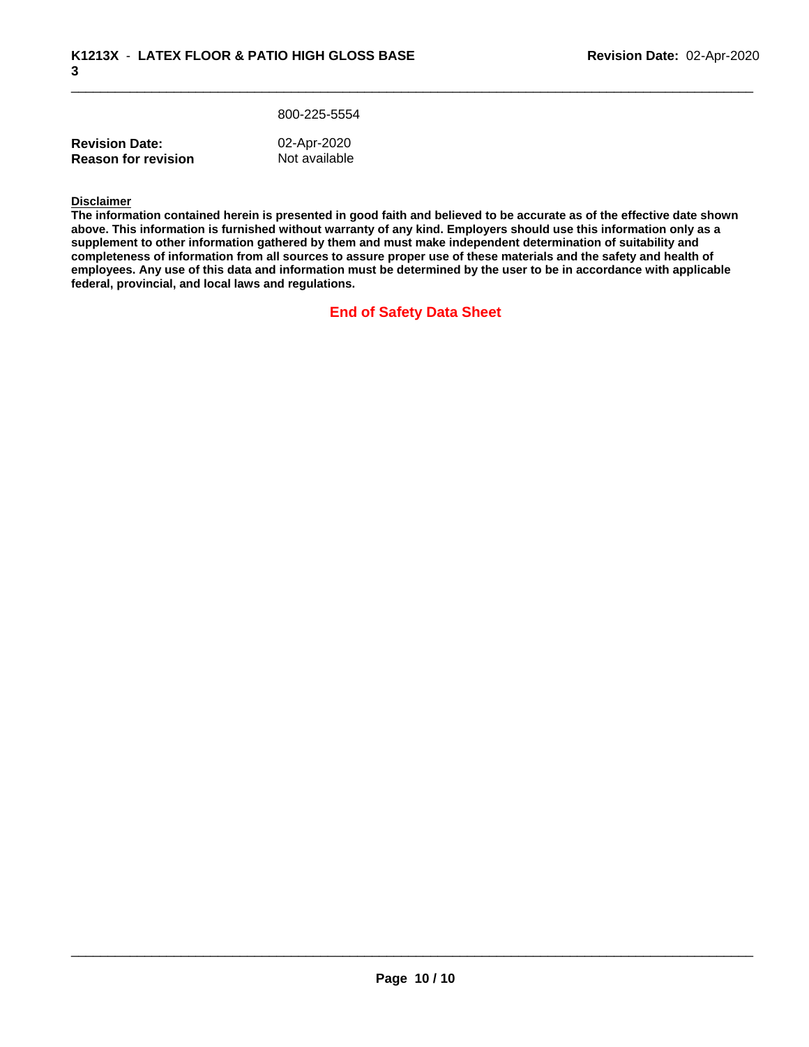800-225-5554

**Revision Date:** 02-Apr-2020
**Reason for revision** Not available

**Disclaimer**

**The information contained herein is presented in good faith and believed to be accurate as of the effective date shown above. This information is furnished without warranty of any kind. Employers should use this information only as a supplement to other information gathered by them and must make independent determination of suitability and completeness of information from all sources to assure proper use of these materials and the safety and health of employees. Any use of this data and information must be determined by the user to be in accordance with applicable federal, provincial, and local laws and regulations.**

**End of Safety Data Sheet**